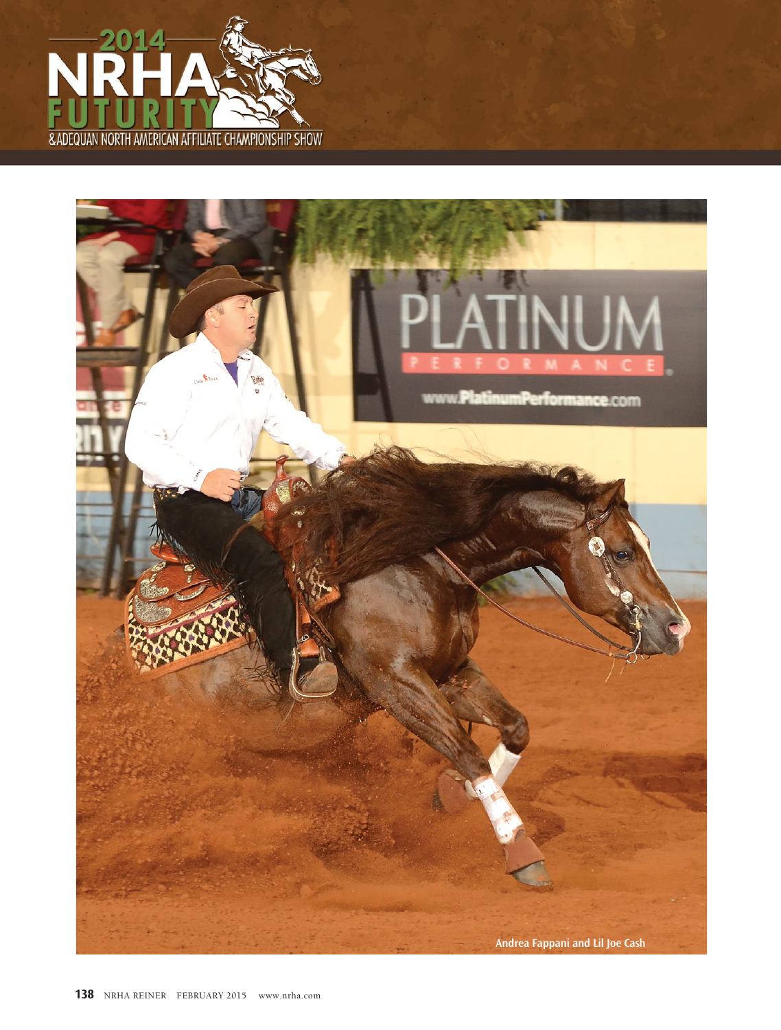# 2014 NRHA FUTURITY

& ADEQUAN NORTH AMERICAN AFFILIATE CHAMPIONSHIP SHOW

Andrea Fappani and Lil Joe Cash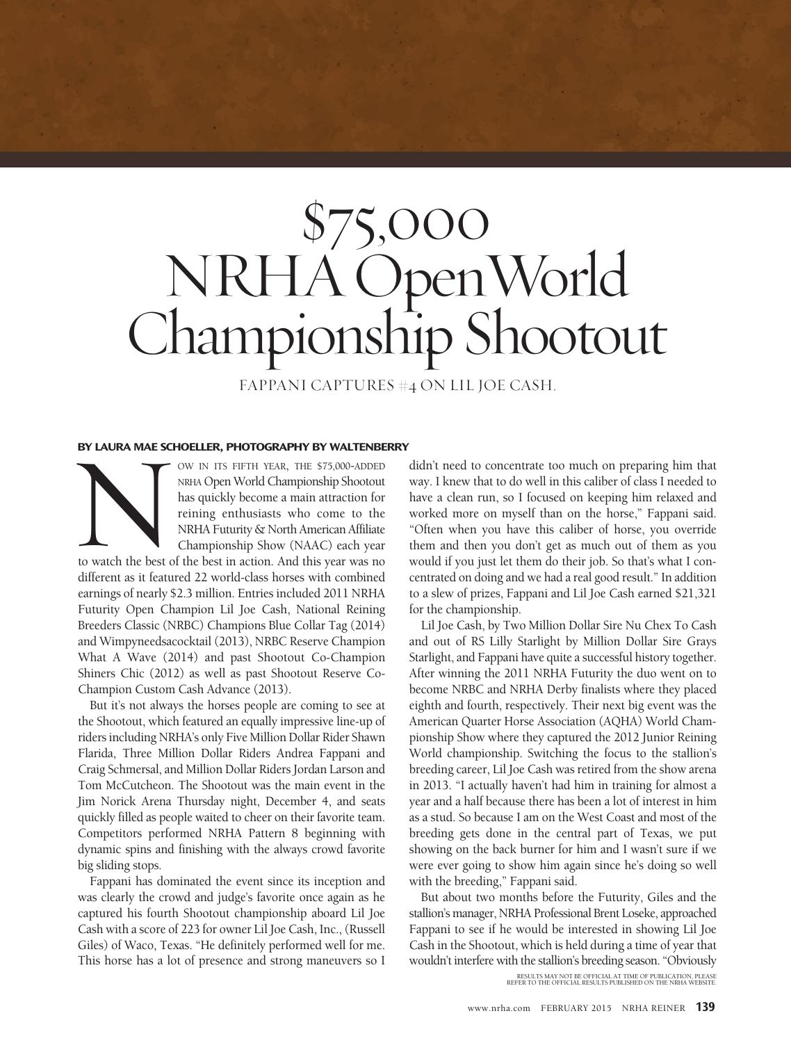# $75,000 NRHA Open World Championship Shootout

FAPPANI CAPTURES #4 ON LIL JOE CASH.

**BY LAURA MAE SCHOELLER, PHOTOGRAPHY BY WALTENBERRY**

NOW IN ITS FIFTH YEAR, THE $75,000-ADDED NRHA Open World Championship Shootout has quickly become a main attraction for reining enthusiasts who come to the NRHA Futurity & North American Affiliate Championship Show (NAAC) each year to watch the best of the best in action. And this year was no different as it featured 22 world-class horses with combined earnings of nearly $2.3 million. Entries included 2011 NRHA Futurity Open Champion Lil Joe Cash, National Reining Breeders Classic (NRBC) Champions Blue Collar Tag (2014) and Wimpyneedsacocktail (2013), NRBC Reserve Champion What A Wave (2014) and past Shootout Co-Champion Shiners Chic (2012) as well as past Shootout Reserve Co-Champion Custom Cash Advance (2013).

But it's not always the horses people are coming to see at the Shootout, which featured an equally impressive line-up of riders including NRHA's only Five Million Dollar Rider Shawn Flarida, Three Million Dollar Riders Andrea Fappani and Craig Schmersal, and Million Dollar Riders Jordan Larson and Tom McCutcheon. The Shootout was the main event in the Jim Norick Arena Thursday night, December 4, and seats quickly filled as people waited to cheer on their favorite team. Competitors performed NRHA Pattern 8 beginning with dynamic spins and finishing with the always crowd favorite big sliding stops.

Fappani has dominated the event since its inception and was clearly the crowd and judge's favorite once again as he captured his fourth Shootout championship aboard Lil Joe Cash with a score of 223 for owner Lil Joe Cash, Inc., (Russell Giles) of Waco, Texas. "He definitely performed well for me. This horse has a lot of presence and strong maneuvers so I didn't need to concentrate too much on preparing him that way. I knew that to do well in this caliber of class I needed to have a clean run, so I focused on keeping him relaxed and worked more on myself than on the horse," Fappani said. "Often when you have this caliber of horse, you override them and then you don't get as much out of them as you would if you just let them do their job. So that's what I concentrated on doing and we had a real good result." In addition to a slew of prizes, Fappani and Lil Joe Cash earned $21,321 for the championship.

Lil Joe Cash, by Two Million Dollar Sire Nu Chex To Cash and out of RS Lilly Starlight by Million Dollar Sire Grays Starlight, and Fappani have quite a successful history together. After winning the 2011 NRHA Futurity the duo went on to become NRBC and NRHA Derby finalists where they placed eighth and fourth, respectively. Their next big event was the American Quarter Horse Association (AQHA) World Championship Show where they captured the 2012 Junior Reining World championship. Switching the focus to the stallion's breeding career, Lil Joe Cash was retired from the show arena in 2013. "I actually haven't had him in training for almost a year and a half because there has been a lot of interest in him as a stud. So because I am on the West Coast and most of the breeding gets done in the central part of Texas, we put showing on the back burner for him and I wasn't sure if we were ever going to show him again since he's doing so well with the breeding," Fappani said.

But about two months before the Futurity, Giles and the stallion's manager, NRHA Professional Brent Loseke, approached Fappani to see if he would be interested in showing Lil Joe Cash in the Shootout, which is held during a time of year that wouldn't interfere with the stallion's breeding season. "Obviously

RESULTS MAY NOT BE OFFICIAL AT TIME OF PUBLICATION, PLEASE REFER TO THE OFFICIAL RESULTS PUBLISHED ON THE NRHA WEBSITE.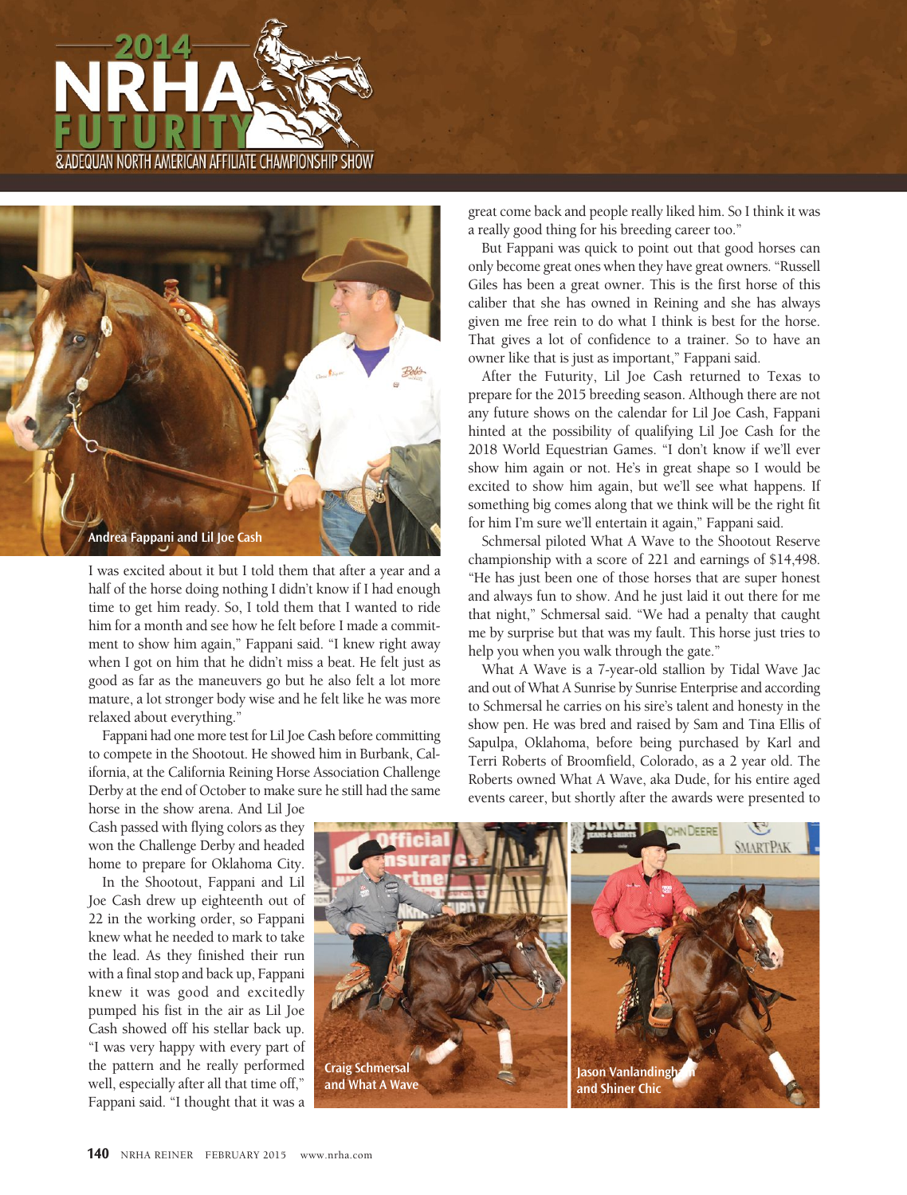Andrea Fappani and Lil Joe Cash

I was excited about it but I told them that after a year and a half of the horse doing nothing I didn't know if I had enough time to get him ready. So, I told them that I wanted to ride him for a month and see how he felt before I made a commitment to show him again," Fappani said. "I knew right away when I got on him that he didn't miss a beat. He felt just as good as far as the maneuvers go but he also felt a lot more mature, a lot stronger body wise and he felt like he was more relaxed about everything."

Fappani had one more test for Lil Joe Cash before committing to compete in the Shootout. He showed him in Burbank, California, at the California Reining Horse Association Challenge Derby at the end of October to make sure he still had the same horse in the show arena. And Lil Joe Cash passed with flying colors as they won the Challenge Derby and headed home to prepare for Oklahoma City.

In the Shootout, Fappani and Lil Joe Cash drew up eighteenth out of 22 in the working order, so Fappani knew what he needed to mark to take the lead. As they finished their run with a final stop and back up, Fappani knew it was good and excitedly pumped his fist in the air as Lil Joe Cash showed off his stellar back up. "I was very happy with every part of the pattern and he really performed well, especially after all that time off," Fappani said. "I thought that it was a great come back and people really liked him. So I think it was a really good thing for his breeding career too."

But Fappani was quick to point out that good horses can only become great ones when they have great owners. "Russell Giles has been a great owner. This is the first horse of this caliber that she has owned in Reining and she has always given me free rein to do what I think is best for the horse. That gives a lot of confidence to a trainer. So to have an owner like that is just as important," Fappani said.

After the Futurity, Lil Joe Cash returned to Texas to prepare for the 2015 breeding season. Although there are not any future shows on the calendar for Lil Joe Cash, Fappani hinted at the possibility of qualifying Lil Joe Cash for the 2018 World Equestrian Games. "I don't know if we'll ever show him again or not. He's in great shape so I would be excited to show him again, but we'll see what happens. If something big comes along that we think will be the right fit for him I'm sure we'll entertain it again," Fappani said.

Schmersal piloted What A Wave to the Shootout Reserve championship with a score of 221 and earnings of $14,498. "He has just been one of those horses that are super honest and always fun to show. And he just laid it out there for me that night," Schmersal said. "We had a penalty that caught me by surprise but that was my fault. This horse just tries to help you when you walk through the gate."

What A Wave is a 7-year-old stallion by Tidal Wave Jac and out of What A Sunrise by Sunrise Enterprise and according to Schmersal he carries on his sire's talent and honesty in the show pen. He was bred and raised by Sam and Tina Ellis of Sapulpa, Oklahoma, before being purchased by Karl and Terri Roberts of Broomfield, Colorado, as a 2 year old. The Roberts owned What A Wave, aka Dude, for his entire aged events career, but shortly after the awards were presented to

Craig Schmersal and What A Wave

Jason Vanlandingham and Shiner Chic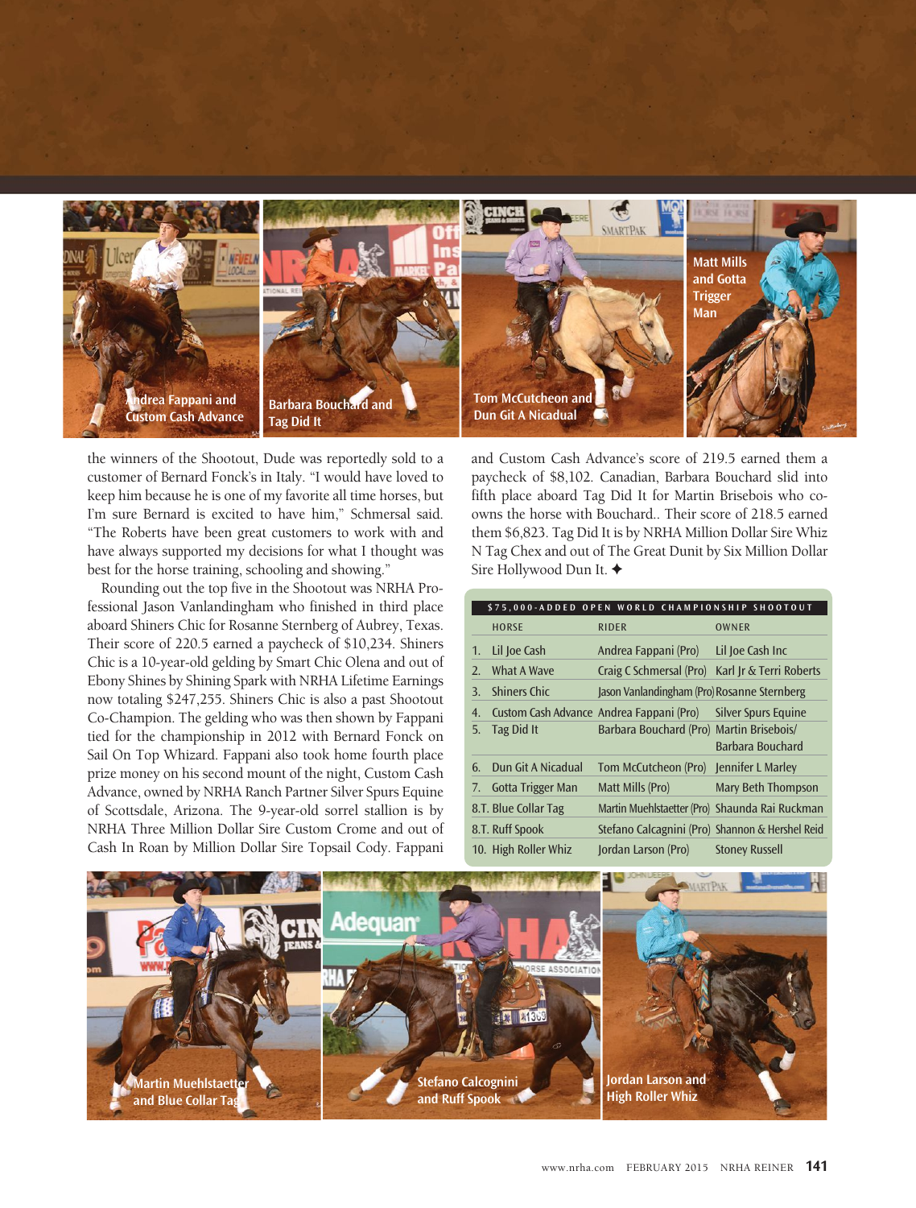Andrea Fappani and Custom Cash Advance

Barbara Bouchard and Tag Did It

Tom McCutcheon and Dun Git A Nicadual

Matt Mills and Gotta Trigger Man

the winners of the Shootout, Dude was reportedly sold to a customer of Bernard Fonck's in Italy. "I would have loved to keep him because he is one of my favorite all time horses, but I'm sure Bernard is excited to have him," Schmersal said. "The Roberts have been great customers to work with and have always supported my decisions for what I thought was best for the horse training, schooling and showing."

Rounding out the top five in the Shootout was NRHA Professional Jason Vanlandingham who finished in third place aboard Shiners Chic for Rosanne Sternberg of Aubrey, Texas. Their score of 220.5 earned a paycheck of $10,234. Shiners Chic is a 10-year-old gelding by Smart Chic Olena and out of Ebony Shines by Shining Spark with NRHA Lifetime Earnings now totaling $247,255. Shiners Chic is also a past Shootout Co-Champion. The gelding who was then shown by Fappani tied for the championship in 2012 with Bernard Fonck on Sail On Top Whizard. Fappani also took home fourth place prize money on his second mount of the night, Custom Cash Advance, owned by NRHA Ranch Partner Silver Spurs Equine of Scottsdale, Arizona. The 9-year-old sorrel stallion is by NRHA Three Million Dollar Sire Custom Crome and out of Cash In Roan by Million Dollar Sire Topsail Cody. Fappani and Custom Cash Advance's score of 219.5 earned them a paycheck of $8,102. Canadian, Barbara Bouchard slid into fifth place aboard Tag Did It for Martin Brisebois who co-owns the horse with Bouchard.. Their score of 218.5 earned them $6,823. Tag Did It is by NRHA Million Dollar Sire Whiz N Tag Chex and out of The Great Dunit by Six Million Dollar Sire Hollywood Dun It. ✦

**$75,000-ADDED OPEN WORLD CHAMPIONSHIP SHOOTOUT**

| | HORSE | RIDER | OWNER |
|---|---|---|---|
| 1. | Lil Joe Cash | Andrea Fappani (Pro) | Lil Joe Cash Inc |
| 2. | What A Wave | Craig C Schmersal (Pro) | Karl Jr & Terri Roberts |
| 3. | Shiners Chic | Jason Vanlandingham (Pro) | Rosanne Sternberg |
| 4. | Custom Cash Advance | Andrea Fappani (Pro) | Silver Spurs Equine |
| 5. | Tag Did It | Barbara Bouchard (Pro) | Martin Brisebois/ Barbara Bouchard |
| 6. | Dun Git A Nicadual | Tom McCutcheon (Pro) | Jennifer L Marley |
| 7. | Gotta Trigger Man | Matt Mills (Pro) | Mary Beth Thompson |
| 8.T. | Blue Collar Tag | Martin Muehlstaetter (Pro) | Shaunda Rai Ruckman |
| 8.T. | Ruff Spook | Stefano Calcagnini (Pro) | Shannon & Hershel Reid |
| 10. | High Roller Whiz | Jordan Larson (Pro) | Stoney Russell |

Martin Muehlstaetter and Blue Collar Tag

Stefano Calcognini and Ruff Spook

Jordan Larson and High Roller Whiz